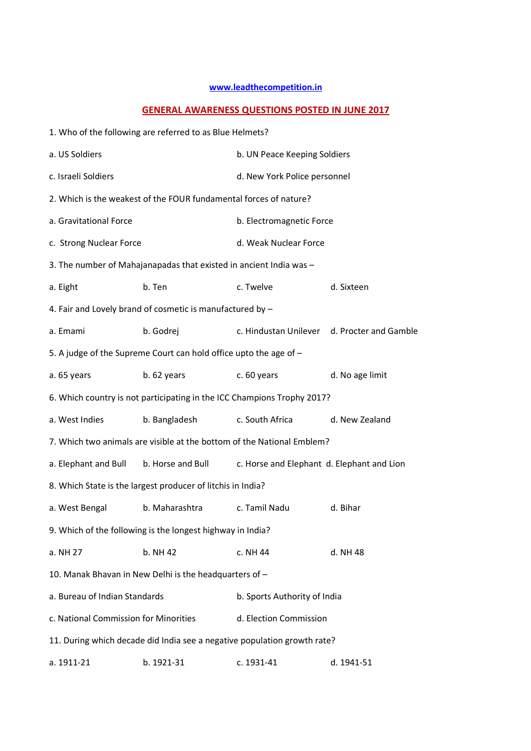[www.leadthecompetition.in](http://www.leadthecompetition.in)

## GENERAL AWARENESS QUESTIONS POSTED IN JUNE 2017

1. Who of the following are referred to as Blue Helmets?

a. US Soldiers
b. UN Peace Keeping Soldiers
c. Israeli Soldiers
d. New York Police personnel

2. Which is the weakest of the FOUR fundamental forces of nature?

a. Gravitational Force
b. Electromagnetic Force
c. Strong Nuclear Force
d. Weak Nuclear Force

3. The number of Mahajanapadas that existed in ancient India was –

a. Eight
b. Ten
c. Twelve
d. Sixteen

4. Fair and Lovely brand of cosmetic is manufactured by –

a. Emami
b. Godrej
c. Hindustan Unilever
d. Procter and Gamble

5. A judge of the Supreme Court can hold office upto the age of –

a. 65 years
b. 62 years
c. 60 years
d. No age limit

6. Which country is not participating in the ICC Champions Trophy 2017?

a. West Indies
b. Bangladesh
c. South Africa
d. New Zealand

7. Which two animals are visible at the bottom of the National Emblem?

a. Elephant and Bull
b. Horse and Bull
c. Horse and Elephant
d. Elephant and Lion

8. Which State is the largest producer of litchis in India?

a. West Bengal
b. Maharashtra
c. Tamil Nadu
d. Bihar

9. Which of the following is the longest highway in India?

a. NH 27
b. NH 42
c. NH 44
d. NH 48

10. Manak Bhavan in New Delhi is the headquarters of –

a. Bureau of Indian Standards
b. Sports Authority of India
c. National Commission for Minorities
d. Election Commission

11. During which decade did India see a negative population growth rate?

a. 1911-21
b. 1921-31
c. 1931-41
d. 1941-51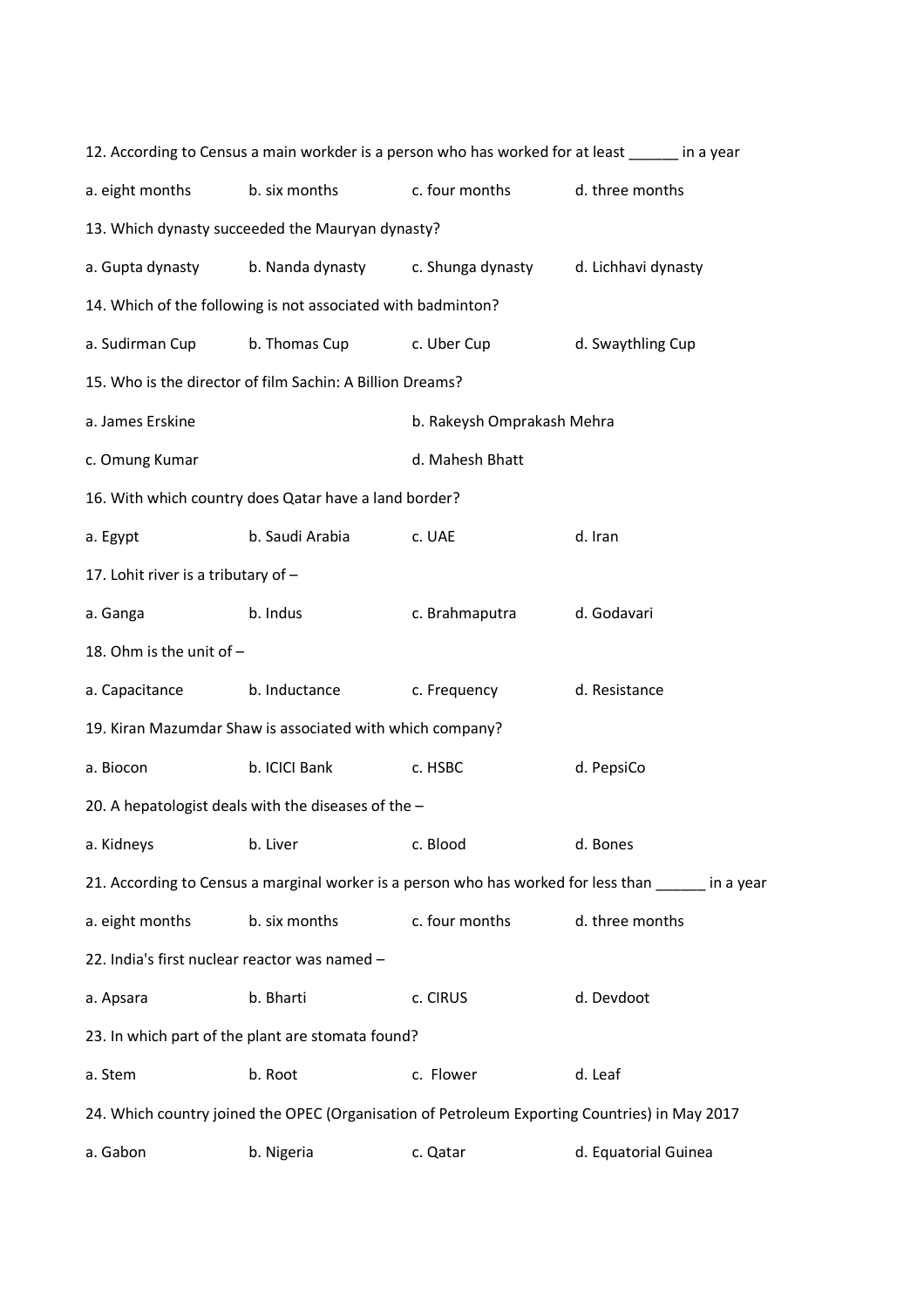12. According to Census a main workder is a person who has worked for at least ______ in a year

a. eight months b. six months c. four months d. three months

13. Which dynasty succeeded the Mauryan dynasty?

a. Gupta dynasty b. Nanda dynasty c. Shunga dynasty d. Lichhavi dynasty

14. Which of the following is not associated with badminton?

a. Sudirman Cup b. Thomas Cup c. Uber Cup d. Swaythling Cup

15. Who is the director of film Sachin: A Billion Dreams?

a. James Erskine b. Rakeysh Omprakash Mehra

c. Omung Kumar d. Mahesh Bhatt

16. With which country does Qatar have a land border?

a. Egypt b. Saudi Arabia c. UAE d. Iran

17. Lohit river is a tributary of –

a. Ganga b. Indus c. Brahmaputra d. Godavari

18. Ohm is the unit of –

a. Capacitance b. Inductance c. Frequency d. Resistance

19. Kiran Mazumdar Shaw is associated with which company?

a. Biocon b. ICICI Bank c. HSBC d. PepsiCo

20. A hepatologist deals with the diseases of the –

a. Kidneys b. Liver c. Blood d. Bones

21. According to Census a marginal worker is a person who has worked for less than ______ in a year

a. eight months b. six months c. four months d. three months

22. India's first nuclear reactor was named –

a. Apsara b. Bharti c. CIRUS d. Devdoot

23. In which part of the plant are stomata found?

a. Stem b. Root c. Flower d. Leaf

24. Which country joined the OPEC (Organisation of Petroleum Exporting Countries) in May 2017

a. Gabon b. Nigeria c. Qatar d. Equatorial Guinea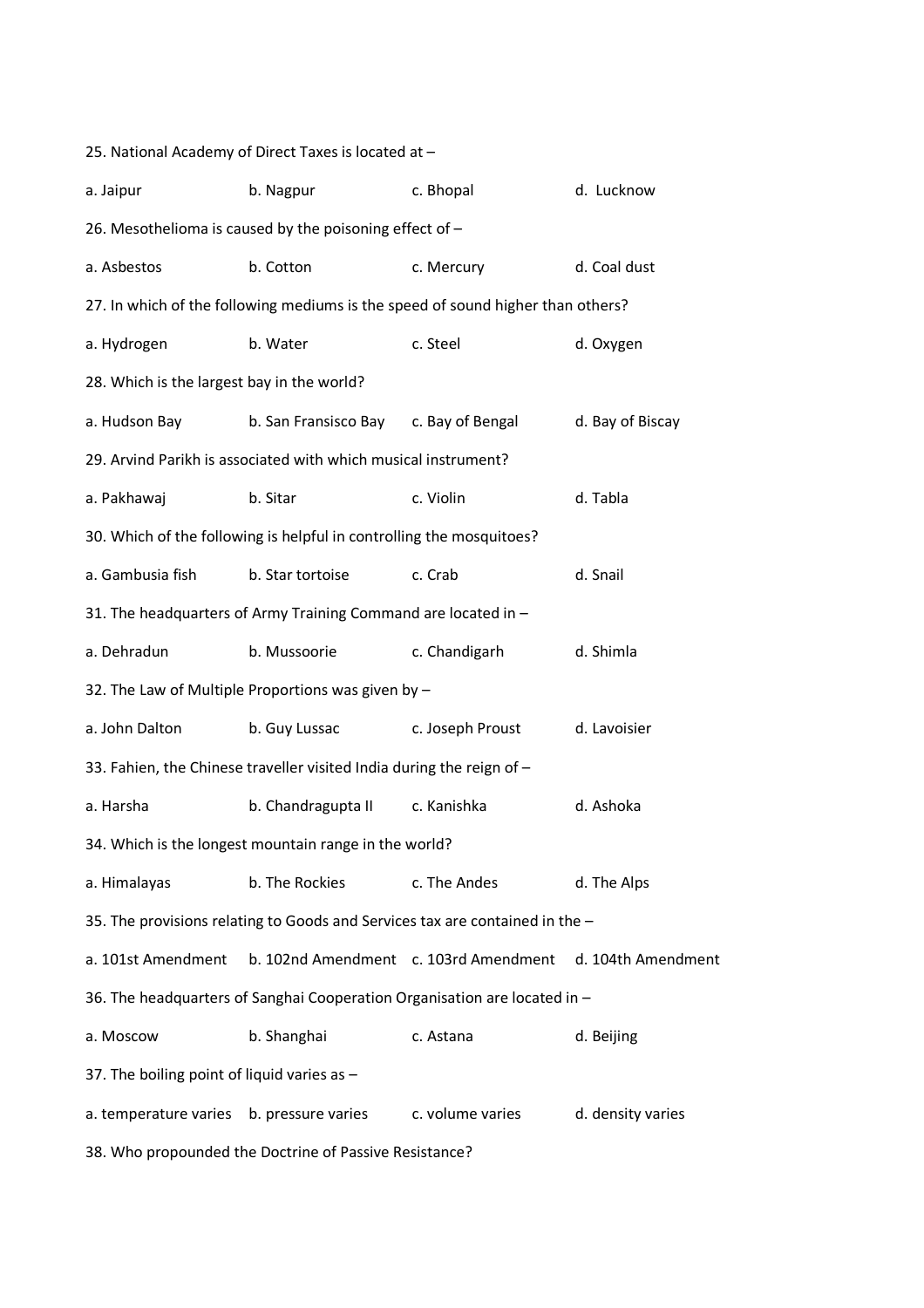25. National Academy of Direct Taxes is located at –

a. Jaipur b. Nagpur c. Bhopal d. Lucknow

26. Mesothelioma is caused by the poisoning effect of –

a. Asbestos b. Cotton c. Mercury d. Coal dust

27. In which of the following mediums is the speed of sound higher than others?

a. Hydrogen b. Water c. Steel d. Oxygen

28. Which is the largest bay in the world?

a. Hudson Bay b. San Fransisco Bay c. Bay of Bengal d. Bay of Biscay

29. Arvind Parikh is associated with which musical instrument?

a. Pakhawaj b. Sitar c. Violin d. Tabla

30. Which of the following is helpful in controlling the mosquitoes?

a. Gambusia fish b. Star tortoise c. Crab d. Snail

31. The headquarters of Army Training Command are located in –

a. Dehradun b. Mussoorie c. Chandigarh d. Shimla

32. The Law of Multiple Proportions was given by –

a. John Dalton b. Guy Lussac c. Joseph Proust d. Lavoisier

33. Fahien, the Chinese traveller visited India during the reign of –

a. Harsha b. Chandragupta II c. Kanishka d. Ashoka

34. Which is the longest mountain range in the world?

a. Himalayas b. The Rockies c. The Andes d. The Alps

35. The provisions relating to Goods and Services tax are contained in the –

a. 101st Amendment b. 102nd Amendment c. 103rd Amendment d. 104th Amendment

36. The headquarters of Sanghai Cooperation Organisation are located in –

a. Moscow b. Shanghai c. Astana d. Beijing

37. The boiling point of liquid varies as –

a. temperature varies b. pressure varies c. volume varies d. density varies

38. Who propounded the Doctrine of Passive Resistance?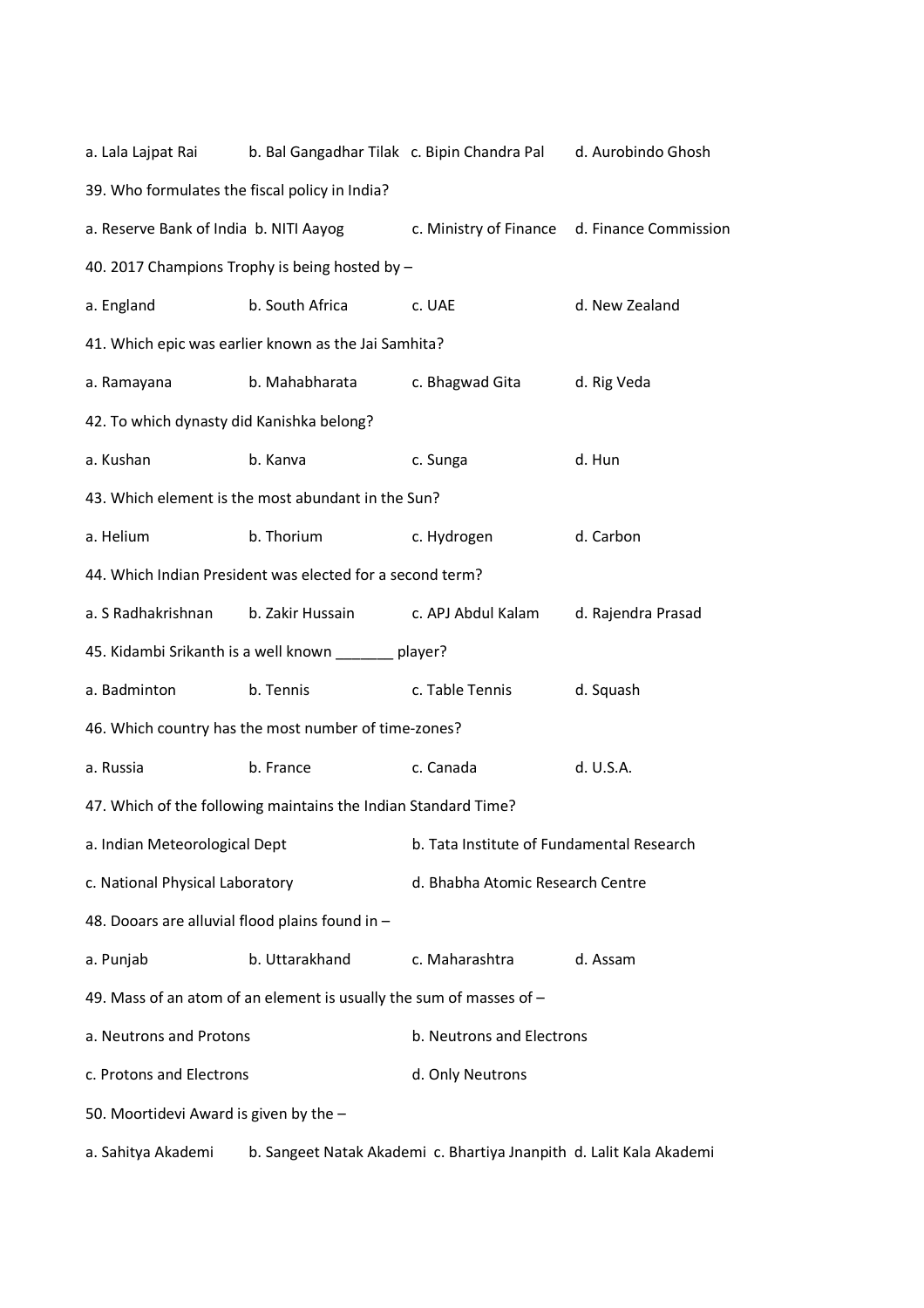a. Lala Lajpat Rai b. Bal Gangadhar Tilak c. Bipin Chandra Pal d. Aurobindo Ghosh

39. Who formulates the fiscal policy in India?

a. Reserve Bank of India b. NITI Aayog c. Ministry of Finance d. Finance Commission

40. 2017 Champions Trophy is being hosted by –

a. England b. South Africa c. UAE d. New Zealand

41. Which epic was earlier known as the Jai Samhita?

a. Ramayana b. Mahabharata c. Bhagwad Gita d. Rig Veda

42. To which dynasty did Kanishka belong?

a. Kushan b. Kanva c. Sunga d. Hun

43. Which element is the most abundant in the Sun?

a. Helium b. Thorium c. Hydrogen d. Carbon

44. Which Indian President was elected for a second term?

a. S Radhakrishnan b. Zakir Hussain c. APJ Abdul Kalam d. Rajendra Prasad

45. Kidambi Srikanth is a well known _______ player?

a. Badminton b. Tennis c. Table Tennis d. Squash

46. Which country has the most number of time-zones?

a. Russia b. France c. Canada d. U.S.A.

47. Which of the following maintains the Indian Standard Time?

a. Indian Meteorological Dept b. Tata Institute of Fundamental Research

c. National Physical Laboratory d. Bhabha Atomic Research Centre

48. Dooars are alluvial flood plains found in –

a. Punjab b. Uttarakhand c. Maharashtra d. Assam

49. Mass of an atom of an element is usually the sum of masses of –

a. Neutrons and Protons b. Neutrons and Electrons

c. Protons and Electrons d. Only Neutrons

50. Moortidevi Award is given by the –

a. Sahitya Akademi b. Sangeet Natak Akademi c. Bhartiya Jnanpith d. Lalit Kala Akademi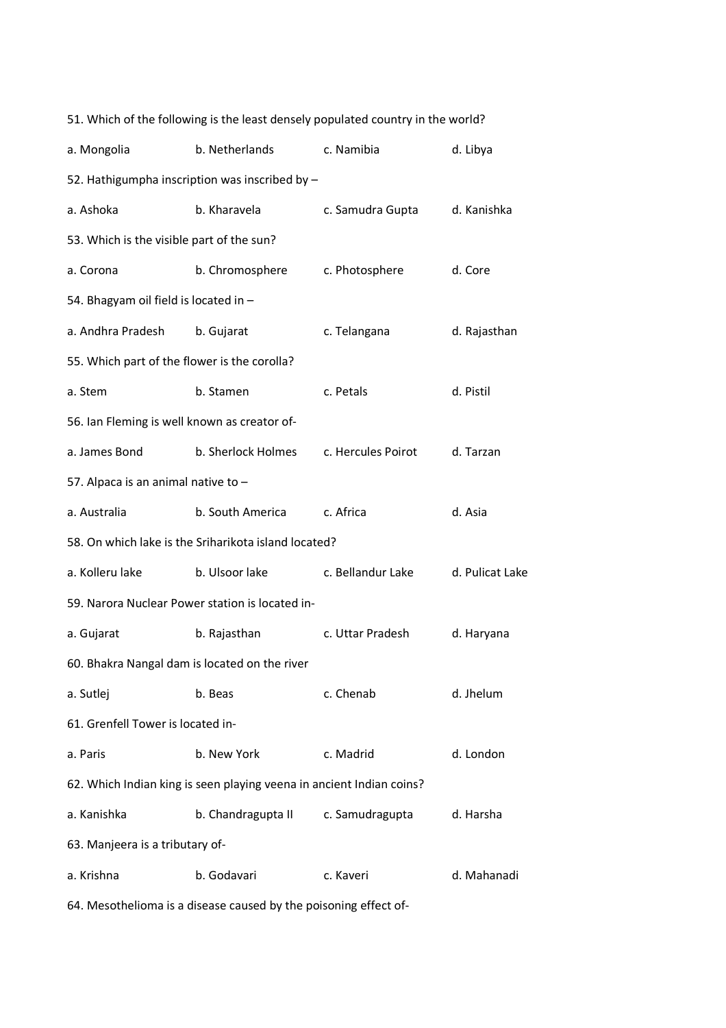51. Which of the following is the least densely populated country in the world?

a. Mongolia b. Netherlands c. Namibia d. Libya

52. Hathigumpha inscription was inscribed by –

a. Ashoka b. Kharavela c. Samudra Gupta d. Kanishka

53. Which is the visible part of the sun?

a. Corona b. Chromosphere c. Photosphere d. Core

54. Bhagyam oil field is located in –

a. Andhra Pradesh b. Gujarat c. Telangana d. Rajasthan

55. Which part of the flower is the corolla?

a. Stem b. Stamen c. Petals d. Pistil

56. Ian Fleming is well known as creator of-

a. James Bond b. Sherlock Holmes c. Hercules Poirot d. Tarzan

57. Alpaca is an animal native to –

a. Australia b. South America c. Africa d. Asia

58. On which lake is the Sriharikota island located?

a. Kolleru lake b. Ulsoor lake c. Bellandur Lake d. Pulicat Lake

59. Narora Nuclear Power station is located in-

a. Gujarat b. Rajasthan c. Uttar Pradesh d. Haryana

60. Bhakra Nangal dam is located on the river

a. Sutlej b. Beas c. Chenab d. Jhelum

61. Grenfell Tower is located in-

a. Paris b. New York c. Madrid d. London

62. Which Indian king is seen playing veena in ancient Indian coins?

a. Kanishka b. Chandragupta II c. Samudragupta d. Harsha

63. Manjeera is a tributary of-

a. Krishna b. Godavari c. Kaveri d. Mahanadi

64. Mesothelioma is a disease caused by the poisoning effect of-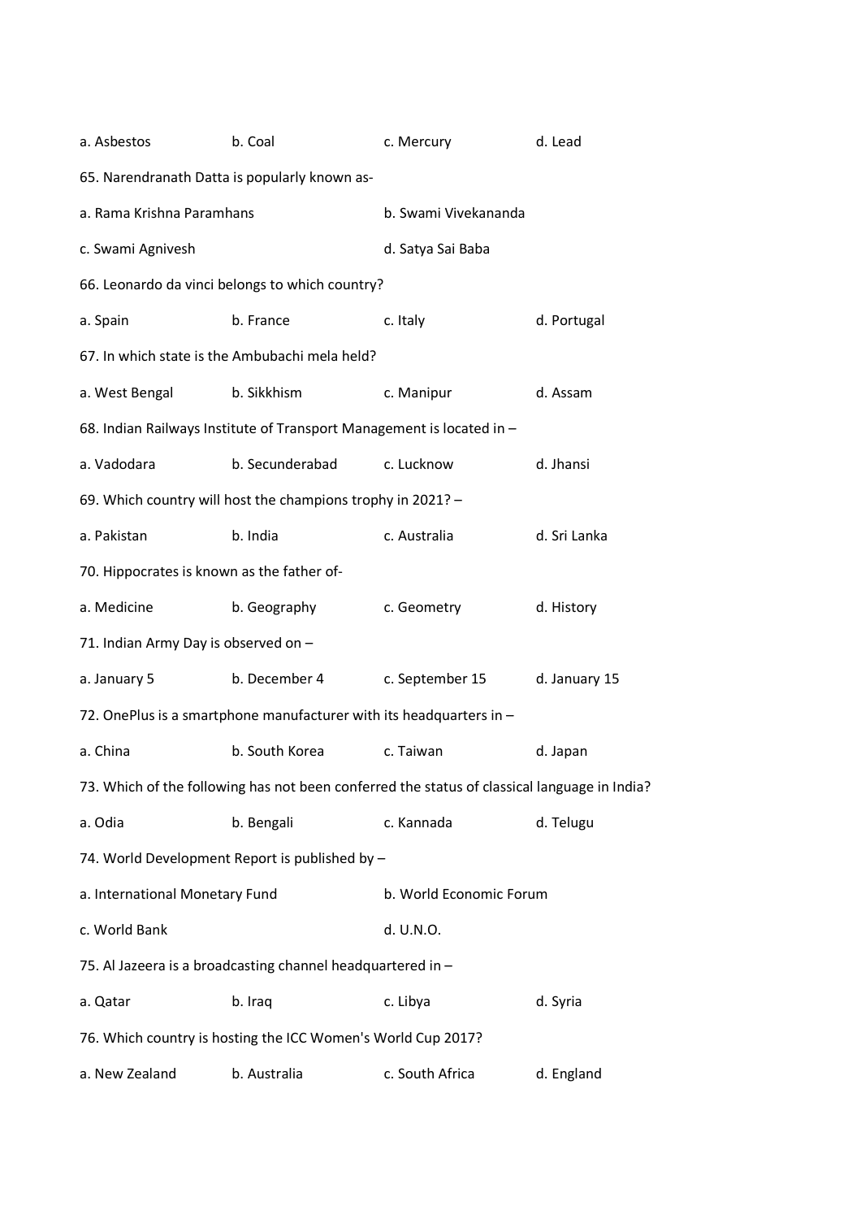a. Asbestos b. Coal c. Mercury d. Lead

65. Narendranath Datta is popularly known as-

a. Rama Krishna Paramhans b. Swami Vivekananda

c. Swami Agnivesh d. Satya Sai Baba

66. Leonardo da vinci belongs to which country?

a. Spain b. France c. Italy d. Portugal

67. In which state is the Ambubachi mela held?

a. West Bengal b. Sikkhism c. Manipur d. Assam

68. Indian Railways Institute of Transport Management is located in –

a. Vadodara b. Secunderabad c. Lucknow d. Jhansi

69. Which country will host the champions trophy in 2021? –

a. Pakistan b. India c. Australia d. Sri Lanka

70. Hippocrates is known as the father of-

a. Medicine b. Geography c. Geometry d. History

71. Indian Army Day is observed on –

a. January 5 b. December 4 c. September 15 d. January 15

72. OnePlus is a smartphone manufacturer with its headquarters in –

a. China b. South Korea c. Taiwan d. Japan

73. Which of the following has not been conferred the status of classical language in India?

a. Odia b. Bengali c. Kannada d. Telugu

74. World Development Report is published by –

a. International Monetary Fund b. World Economic Forum

c. World Bank d. U.N.O.

75. Al Jazeera is a broadcasting channel headquartered in –

a. Qatar b. Iraq c. Libya d. Syria

76. Which country is hosting the ICC Women's World Cup 2017?

a. New Zealand b. Australia c. South Africa d. England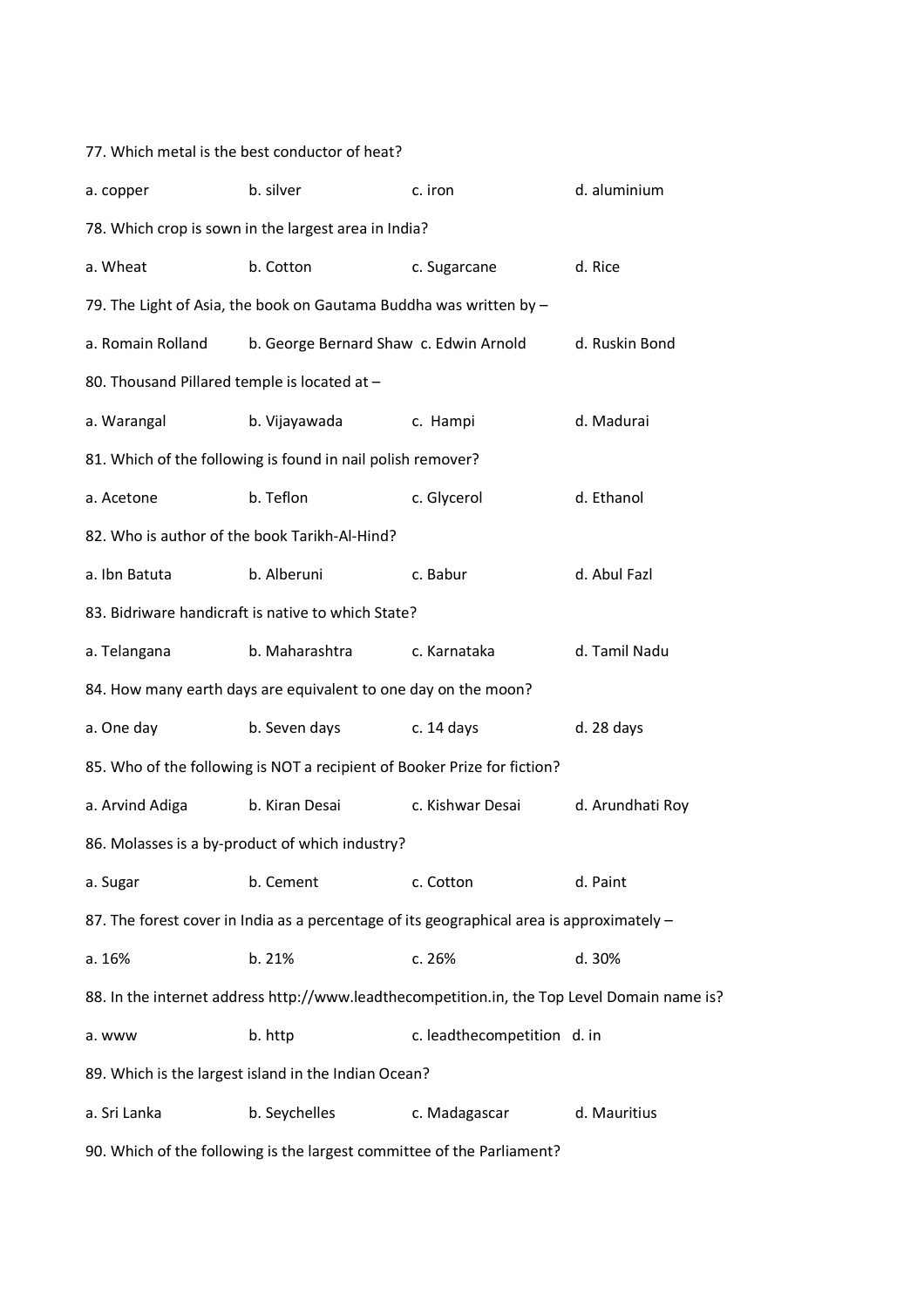77. Which metal is the best conductor of heat?

a. copper b. silver c. iron d. aluminium

78. Which crop is sown in the largest area in India?

a. Wheat b. Cotton c. Sugarcane d. Rice

79. The Light of Asia, the book on Gautama Buddha was written by –

a. Romain Rolland b. George Bernard Shaw c. Edwin Arnold d. Ruskin Bond

80. Thousand Pillared temple is located at –

a. Warangal b. Vijayawada c. Hampi d. Madurai

81. Which of the following is found in nail polish remover?

a. Acetone b. Teflon c. Glycerol d. Ethanol

82. Who is author of the book Tarikh-Al-Hind?

a. Ibn Batuta b. Alberuni c. Babur d. Abul Fazl

83. Bidriware handicraft is native to which State?

a. Telangana b. Maharashtra c. Karnataka d. Tamil Nadu

84. How many earth days are equivalent to one day on the moon?

a. One day b. Seven days c. 14 days d. 28 days

85. Who of the following is NOT a recipient of Booker Prize for fiction?

a. Arvind Adiga b. Kiran Desai c. Kishwar Desai d. Arundhati Roy

86. Molasses is a by-product of which industry?

a. Sugar b. Cement c. Cotton d. Paint

87. The forest cover in India as a percentage of its geographical area is approximately –

a. 16% b. 21% c. 26% d. 30%

88. In the internet address http://www.leadthecompetition.in, the Top Level Domain name is?

a. www b. http c. leadthecompetition d. in

89. Which is the largest island in the Indian Ocean?

a. Sri Lanka b. Seychelles c. Madagascar d. Mauritius

90. Which of the following is the largest committee of the Parliament?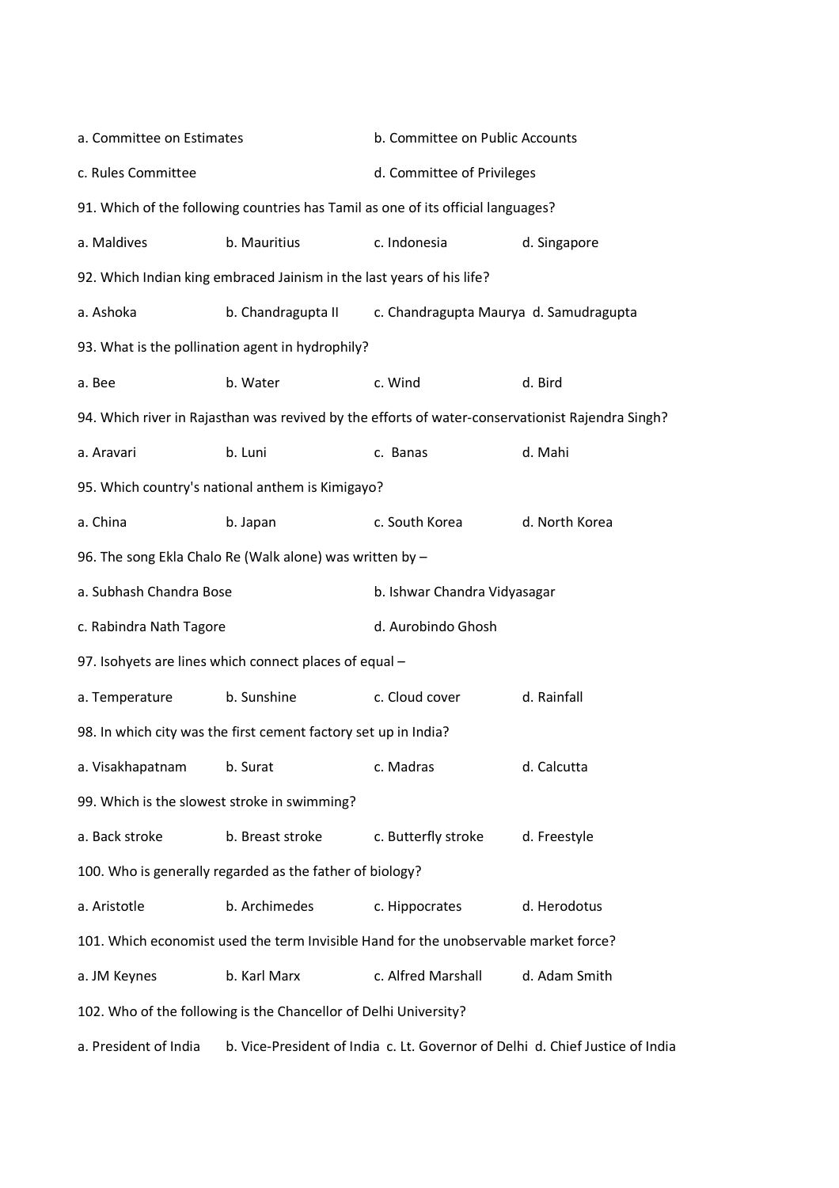a. Committee on Estimates b. Committee on Public Accounts

c. Rules Committee d. Committee of Privileges

91. Which of the following countries has Tamil as one of its official languages?

a. Maldives b. Mauritius c. Indonesia d. Singapore

92. Which Indian king embraced Jainism in the last years of his life?

a. Ashoka b. Chandragupta II c. Chandragupta Maurya d. Samudragupta

93. What is the pollination agent in hydrophily?

a. Bee b. Water c. Wind d. Bird

94. Which river in Rajasthan was revived by the efforts of water-conservationist Rajendra Singh?

a. Aravari b. Luni c. Banas d. Mahi

95. Which country's national anthem is Kimigayo?

a. China b. Japan c. South Korea d. North Korea

96. The song Ekla Chalo Re (Walk alone) was written by –

a. Subhash Chandra Bose b. Ishwar Chandra Vidyasagar

c. Rabindra Nath Tagore d. Aurobindo Ghosh

97. Isohyets are lines which connect places of equal –

a. Temperature b. Sunshine c. Cloud cover d. Rainfall

98. In which city was the first cement factory set up in India?

a. Visakhapatnam b. Surat c. Madras d. Calcutta

99. Which is the slowest stroke in swimming?

a. Back stroke b. Breast stroke c. Butterfly stroke d. Freestyle

100. Who is generally regarded as the father of biology?

a. Aristotle b. Archimedes c. Hippocrates d. Herodotus

101. Which economist used the term Invisible Hand for the unobservable market force?

a. JM Keynes b. Karl Marx c. Alfred Marshall d. Adam Smith

102. Who of the following is the Chancellor of Delhi University?

a. President of India b. Vice-President of India c. Lt. Governor of Delhi d. Chief Justice of India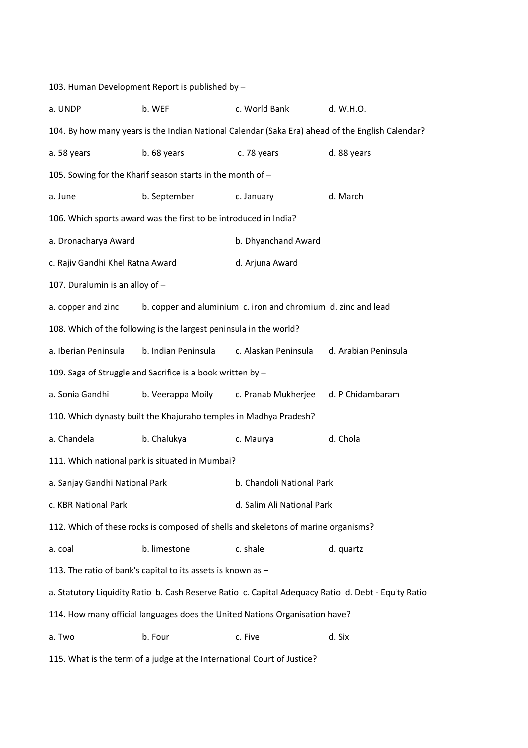103. Human Development Report is published by –

a. UNDP b. WEF c. World Bank d. W.H.O.

104. By how many years is the Indian National Calendar (Saka Era) ahead of the English Calendar?

a. 58 years b. 68 years c. 78 years d. 88 years

105. Sowing for the Kharif season starts in the month of –

a. June b. September c. January d. March

106. Which sports award was the first to be introduced in India?

a. Dronacharya Award b. Dhyanchand Award

c. Rajiv Gandhi Khel Ratna Award d. Arjuna Award

107. Duralumin is an alloy of –

a. copper and zinc b. copper and aluminium c. iron and chromium d. zinc and lead

108. Which of the following is the largest peninsula in the world?

a. Iberian Peninsula b. Indian Peninsula c. Alaskan Peninsula d. Arabian Peninsula

109. Saga of Struggle and Sacrifice is a book written by –

a. Sonia Gandhi b. Veerappa Moily c. Pranab Mukherjee d. P Chidambaram

110. Which dynasty built the Khajuraho temples in Madhya Pradesh?

a. Chandela b. Chalukya c. Maurya d. Chola

111. Which national park is situated in Mumbai?

a. Sanjay Gandhi National Park b. Chandoli National Park

c. KBR National Park d. Salim Ali National Park

112. Which of these rocks is composed of shells and skeletons of marine organisms?

a. coal b. limestone c. shale d. quartz

113. The ratio of bank's capital to its assets is known as –

a. Statutory Liquidity Ratio b. Cash Reserve Ratio c. Capital Adequacy Ratio d. Debt - Equity Ratio

114. How many official languages does the United Nations Organisation have?

a. Two b. Four c. Five d. Six

115. What is the term of a judge at the International Court of Justice?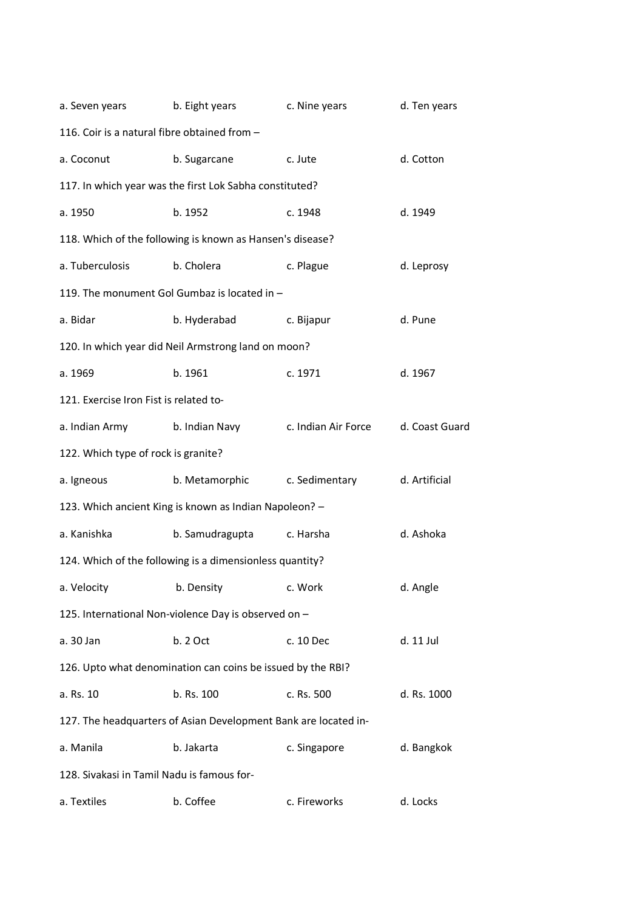a. Seven years b. Eight years c. Nine years d. Ten years

116. Coir is a natural fibre obtained from –

a. Coconut b. Sugarcane c. Jute d. Cotton

117. In which year was the first Lok Sabha constituted?

a. 1950 b. 1952 c. 1948 d. 1949

118. Which of the following is known as Hansen's disease?

a. Tuberculosis b. Cholera c. Plague d. Leprosy

119. The monument Gol Gumbaz is located in –

a. Bidar b. Hyderabad c. Bijapur d. Pune

120. In which year did Neil Armstrong land on moon?

a. 1969 b. 1961 c. 1971 d. 1967

121. Exercise Iron Fist is related to-

a. Indian Army b. Indian Navy c. Indian Air Force d. Coast Guard

122. Which type of rock is granite?

a. Igneous b. Metamorphic c. Sedimentary d. Artificial

123. Which ancient King is known as Indian Napoleon? –

a. Kanishka b. Samudragupta c. Harsha d. Ashoka

124. Which of the following is a dimensionless quantity?

a. Velocity b. Density c. Work d. Angle

125. International Non-violence Day is observed on –

a. 30 Jan b. 2 Oct c. 10 Dec d. 11 Jul

126. Upto what denomination can coins be issued by the RBI?

a. Rs. 10 b. Rs. 100 c. Rs. 500 d. Rs. 1000

127. The headquarters of Asian Development Bank are located in-

a. Manila b. Jakarta c. Singapore d. Bangkok

128. Sivakasi in Tamil Nadu is famous for-

a. Textiles b. Coffee c. Fireworks d. Locks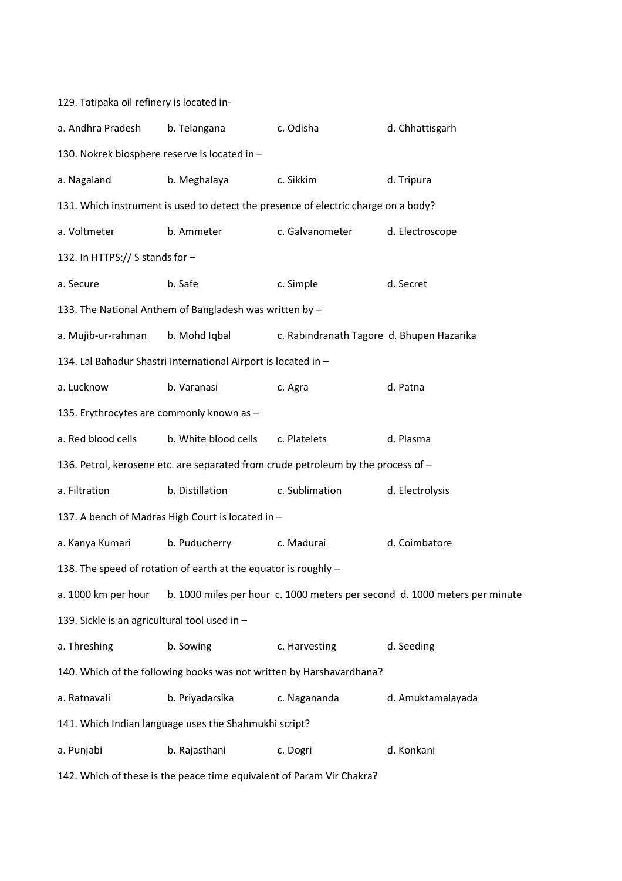129. Tatipaka oil refinery is located in-

a. Andhra Pradesh b. Telangana c. Odisha d. Chhattisgarh

130. Nokrek biosphere reserve is located in –

a. Nagaland b. Meghalaya c. Sikkim d. Tripura

131. Which instrument is used to detect the presence of electric charge on a body?

a. Voltmeter b. Ammeter c. Galvanometer d. Electroscope

132. In HTTPS:// S stands for –

a. Secure b. Safe c. Simple d. Secret

133. The National Anthem of Bangladesh was written by –

a. Mujib-ur-rahman b. Mohd Iqbal c. Rabindranath Tagore d. Bhupen Hazarika

134. Lal Bahadur Shastri International Airport is located in –

a. Lucknow b. Varanasi c. Agra d. Patna

135. Erythrocytes are commonly known as –

a. Red blood cells b. White blood cells c. Platelets d. Plasma

136. Petrol, kerosene etc. are separated from crude petroleum by the process of –

a. Filtration b. Distillation c. Sublimation d. Electrolysis

137. A bench of Madras High Court is located in –

a. Kanya Kumari b. Puducherry c. Madurai d. Coimbatore

138. The speed of rotation of earth at the equator is roughly –

a. 1000 km per hour b. 1000 miles per hour c. 1000 meters per second d. 1000 meters per minute

139. Sickle is an agricultural tool used in –

a. Threshing b. Sowing c. Harvesting d. Seeding

140. Which of the following books was not written by Harshavardhana?

a. Ratnavali b. Priyadarsika c. Nagananda d. Amuktamalayada

141. Which Indian language uses the Shahmukhi script?

a. Punjabi b. Rajasthani c. Dogri d. Konkani

142. Which of these is the peace time equivalent of Param Vir Chakra?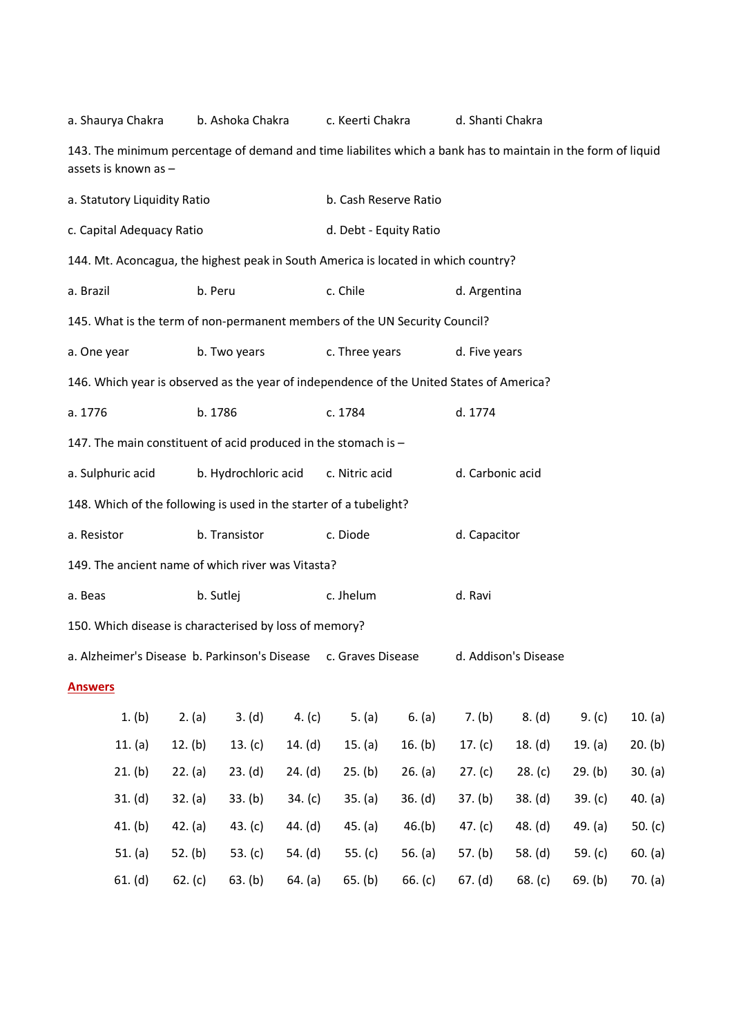a. Shaurya Chakra b. Ashoka Chakra c. Keerti Chakra d. Shanti Chakra

143. The minimum percentage of demand and time liabilites which a bank has to maintain in the form of liquid assets is known as –

a. Statutory Liquidity Ratio b. Cash Reserve Ratio

c. Capital Adequacy Ratio d. Debt - Equity Ratio

144. Mt. Aconcagua, the highest peak in South America is located in which country?

a. Brazil b. Peru c. Chile d. Argentina

145. What is the term of non-permanent members of the UN Security Council?

a. One year b. Two years c. Three years d. Five years

146. Which year is observed as the year of independence of the United States of America?

a. 1776 b. 1786 c. 1784 d. 1774

147. The main constituent of acid produced in the stomach is –

a. Sulphuric acid b. Hydrochloric acid c. Nitric acid d. Carbonic acid

148. Which of the following is used in the starter of a tubelight?

a. Resistor b. Transistor c. Diode d. Capacitor

149. The ancient name of which river was Vitasta?

a. Beas b. Sutlej c. Jhelum d. Ravi

150. Which disease is characterised by loss of memory?

a. Alzheimer's Disease b. Parkinson's Disease c. Graves Disease d. Addison's Disease

## Answers

| | | | | | | | | | |
|---|---|---|---|---|---|---|---|---|---|
| 1. (b) | 2. (a) | 3. (d) | 4. (c) | 5. (a) | 6. (a) | 7. (b) | 8. (d) | 9. (c) | 10. (a) |
| 11. (a) | 12. (b) | 13. (c) | 14. (d) | 15. (a) | 16. (b) | 17. (c) | 18. (d) | 19. (a) | 20. (b) |
| 21. (b) | 22. (a) | 23. (d) | 24. (d) | 25. (b) | 26. (a) | 27. (c) | 28. (c) | 29. (b) | 30. (a) |
| 31. (d) | 32. (a) | 33. (b) | 34. (c) | 35. (a) | 36. (d) | 37. (b) | 38. (d) | 39. (c) | 40. (a) |
| 41. (b) | 42. (a) | 43. (c) | 44. (d) | 45. (a) | 46.(b) | 47. (c) | 48. (d) | 49. (a) | 50. (c) |
| 51. (a) | 52. (b) | 53. (c) | 54. (d) | 55. (c) | 56. (a) | 57. (b) | 58. (d) | 59. (c) | 60. (a) |
| 61. (d) | 62. (c) | 63. (b) | 64. (a) | 65. (b) | 66. (c) | 67. (d) | 68. (c) | 69. (b) | 70. (a) |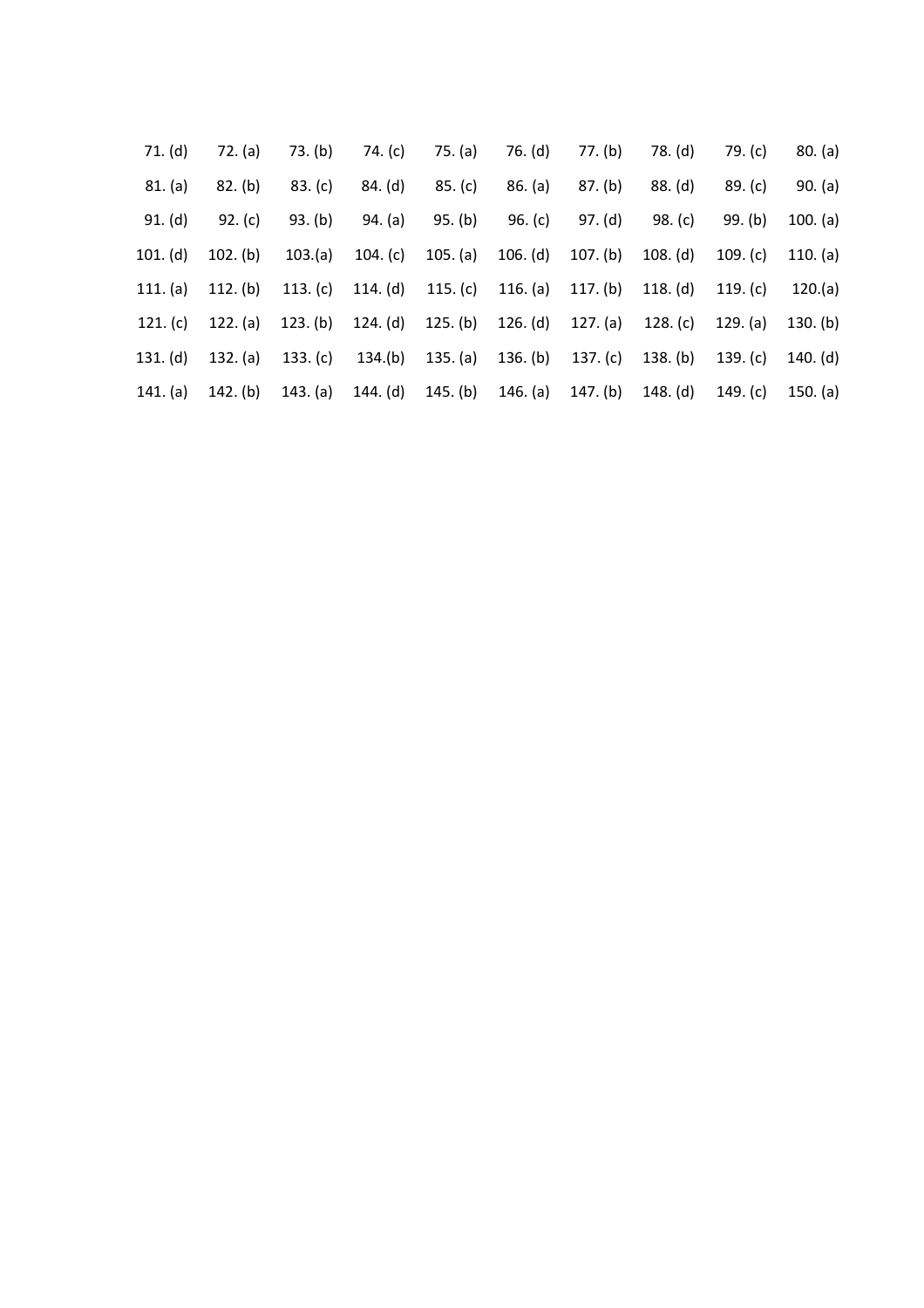| | | | | | | | | | |
|---|---|---|---|---|---|---|---|---|---|
| 71. (d) | 72. (a) | 73. (b) | 74. (c) | 75. (a) | 76. (d) | 77. (b) | 78. (d) | 79. (c) | 80. (a) |
| 81. (a) | 82. (b) | 83. (c) | 84. (d) | 85. (c) | 86. (a) | 87. (b) | 88. (d) | 89. (c) | 90. (a) |
| 91. (d) | 92. (c) | 93. (b) | 94. (a) | 95. (b) | 96. (c) | 97. (d) | 98. (c) | 99. (b) | 100. (a) |
| 101. (d) | 102. (b) | 103.(a) | 104. (c) | 105. (a) | 106. (d) | 107. (b) | 108. (d) | 109. (c) | 110. (a) |
| 111. (a) | 112. (b) | 113. (c) | 114. (d) | 115. (c) | 116. (a) | 117. (b) | 118. (d) | 119. (c) | 120.(a) |
| 121. (c) | 122. (a) | 123. (b) | 124. (d) | 125. (b) | 126. (d) | 127. (a) | 128. (c) | 129. (a) | 130. (b) |
| 131. (d) | 132. (a) | 133. (c) | 134.(b) | 135. (a) | 136. (b) | 137. (c) | 138. (b) | 139. (c) | 140. (d) |
| 141. (a) | 142. (b) | 143. (a) | 144. (d) | 145. (b) | 146. (a) | 147. (b) | 148. (d) | 149. (c) | 150. (a) |